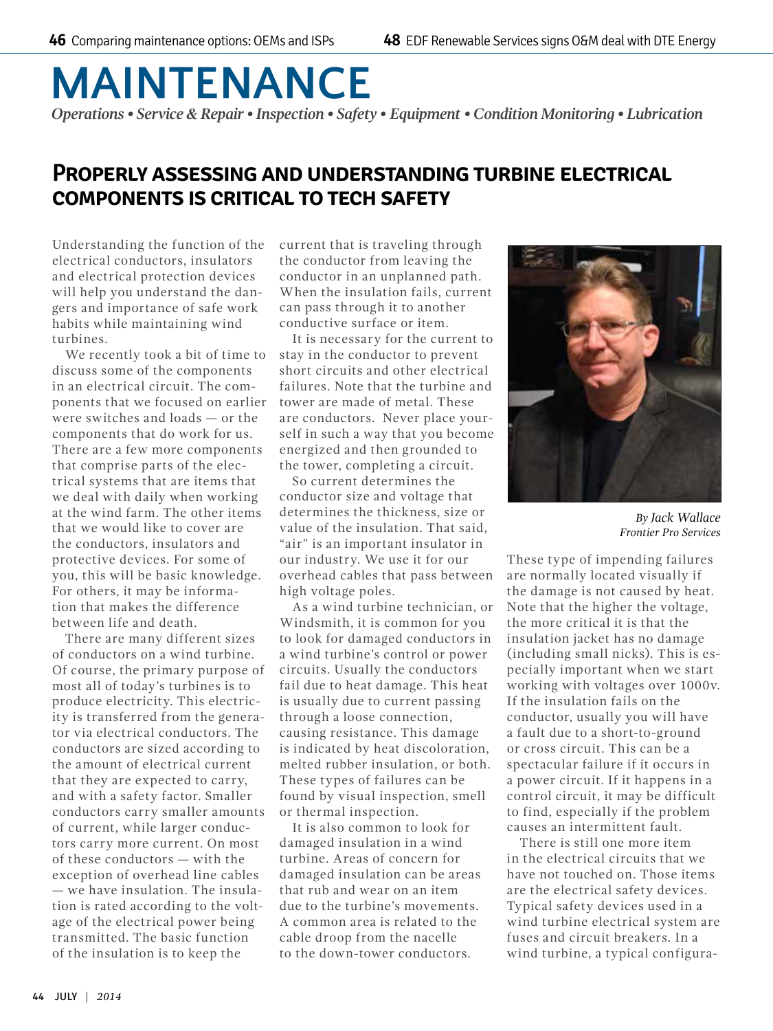# MAINTENANCE

*Operations • Service & Repair • Inspection • Safety • Equipment • Condition Monitoring • Lubrication*

## PROPERLY ASSESSING AND UNDERSTANDING TURBINE ELECTRICAL COMPONENTS IS CRITICAL TO TECH SAFETY

*By Jack Wallace*
*Frontier Pro Services*

Understanding the function of the electrical conductors, insulators and electrical protection devices will help you understand the dangers and importance of safe work habits while maintaining wind turbines.

We recently took a bit of time to discuss some of the components in an electrical circuit. The components that we focused on earlier were switches and loads — or the components that do work for us. There are a few more components that comprise parts of the electrical systems that are items that we deal with daily when working at the wind farm. The other items that we would like to cover are the conductors, insulators and protective devices. For some of you, this will be basic knowledge. For others, it may be information that makes the difference between life and death.

There are many different sizes of conductors on a wind turbine. Of course, the primary purpose of most all of today's turbines is to produce electricity. This electricity is transferred from the generator via electrical conductors. The conductors are sized according to the amount of electrical current that they are expected to carry, and with a safety factor. Smaller conductors carry smaller amounts of current, while larger conductors carry more current. On most of these conductors — with the exception of overhead line cables — we have insulation. The insulation is rated according to the voltage of the electrical power being transmitted. The basic function of the insulation is to keep the current that is traveling through the conductor from leaving the conductor in an unplanned path. When the insulation fails, current can pass through it to another conductive surface or item.

It is necessary for the current to stay in the conductor to prevent short circuits and other electrical failures. Note that the turbine and tower are made of metal. These are conductors. Never place yourself in such a way that you become energized and then grounded to the tower, completing a circuit.

So current determines the conductor size and voltage that determines the thickness, size or value of the insulation. That said, "air" is an important insulator in our industry. We use it for our overhead cables that pass between high voltage poles.

As a wind turbine technician, or Windsmith, it is common for you to look for damaged conductors in a wind turbine's control or power circuits. Usually the conductors fail due to heat damage. This heat is usually due to current passing through a loose connection, causing resistance. This damage is indicated by heat discoloration, melted rubber insulation, or both. These types of failures can be found by visual inspection, smell or thermal inspection.

It is also common to look for damaged insulation in a wind turbine. Areas of concern for damaged insulation can be areas that rub and wear on an item due to the turbine's movements. A common area is related to the cable droop from the nacelle to the down-tower conductors. These type of impending failures are normally located visually if the damage is not caused by heat. Note that the higher the voltage, the more critical it is that the insulation jacket has no damage (including small nicks). This is especially important when we start working with voltages over 1000v. If the insulation fails on the conductor, usually you will have a fault due to a short-to-ground or cross circuit. This can be a spectacular failure if it occurs in a power circuit. If it happens in a control circuit, it may be difficult to find, especially if the problem causes an intermittent fault.

There is still one more item in the electrical circuits that we have not touched on. Those items are the electrical safety devices. Typical safety devices used in a wind turbine electrical system are fuses and circuit breakers. In a wind turbine, a typical configura-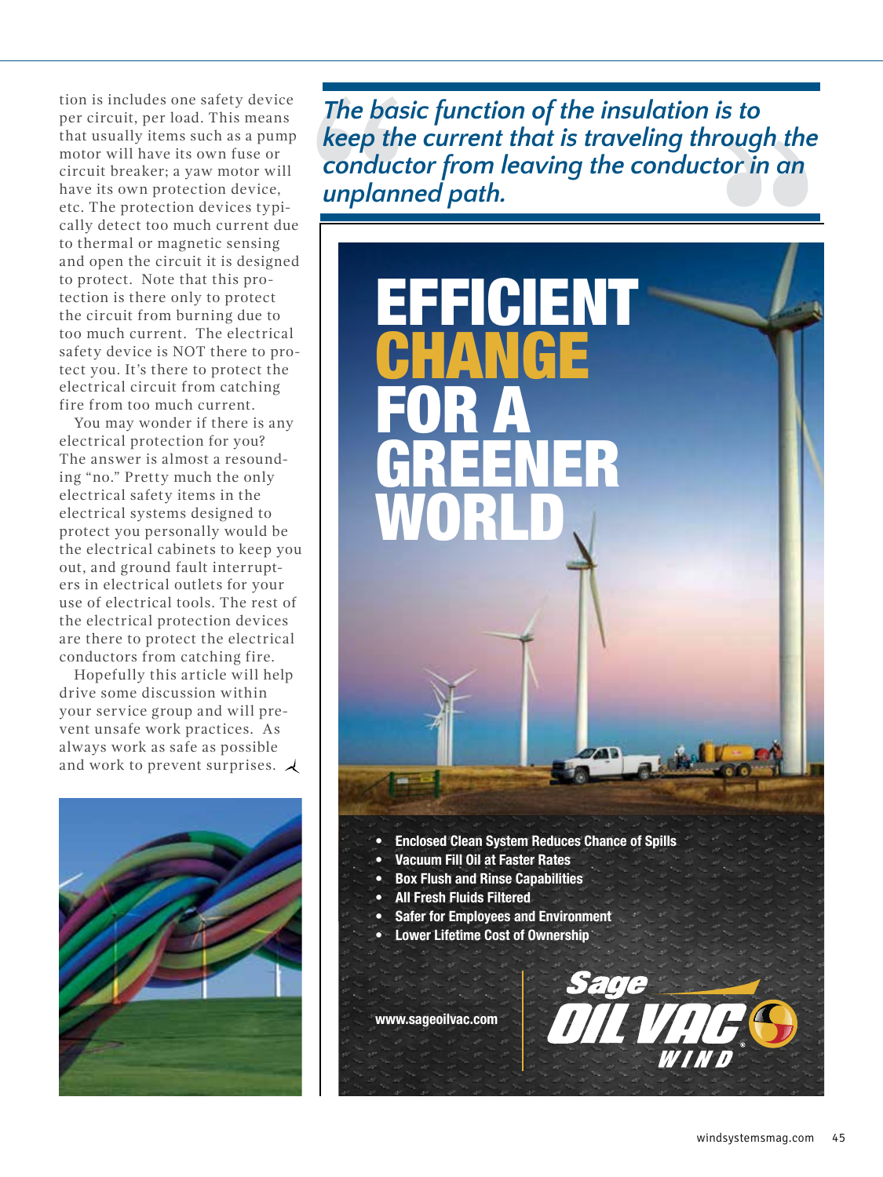tion is includes one safety device per circuit, per load. This means that usually items such as a pump motor will have its own fuse or circuit breaker; a yaw motor will have its own protection device, etc. The protection devices typically detect too much current due to thermal or magnetic sensing and open the circuit it is designed to protect. Note that this protection is there only to protect the circuit from burning due to too much current. The electrical safety device is NOT there to protect you. It's there to protect the electrical circuit from catching fire from too much current.

You may wonder if there is any electrical protection for you? The answer is almost a resounding "no." Pretty much the only electrical safety items in the electrical systems designed to protect you personally would be the electrical cabinets to keep you out, and ground fault interrupters in electrical outlets for your use of electrical tools. The rest of the electrical protection devices are there to protect the electrical conductors from catching fire.

Hopefully this article will help drive some discussion within your service group and will prevent unsafe work practices. As always work as safe as possible and work to prevent surprises.

> *The basic function of the insulation is to keep the current that is traveling through the conductor from leaving the conductor in an unplanned path.*

# EFFICIENT CHANGE FOR A GREENER WORLD

- Enclosed Clean System Reduces Chance of Spills
- Vacuum Fill Oil at Faster Rates
- Box Flush and Rinse Capabilities
- All Fresh Fluids Filtered
- Safer for Employees and Environment
- Lower Lifetime Cost of Ownership

www.sageoilvac.com

Sage OIL VAC WIND